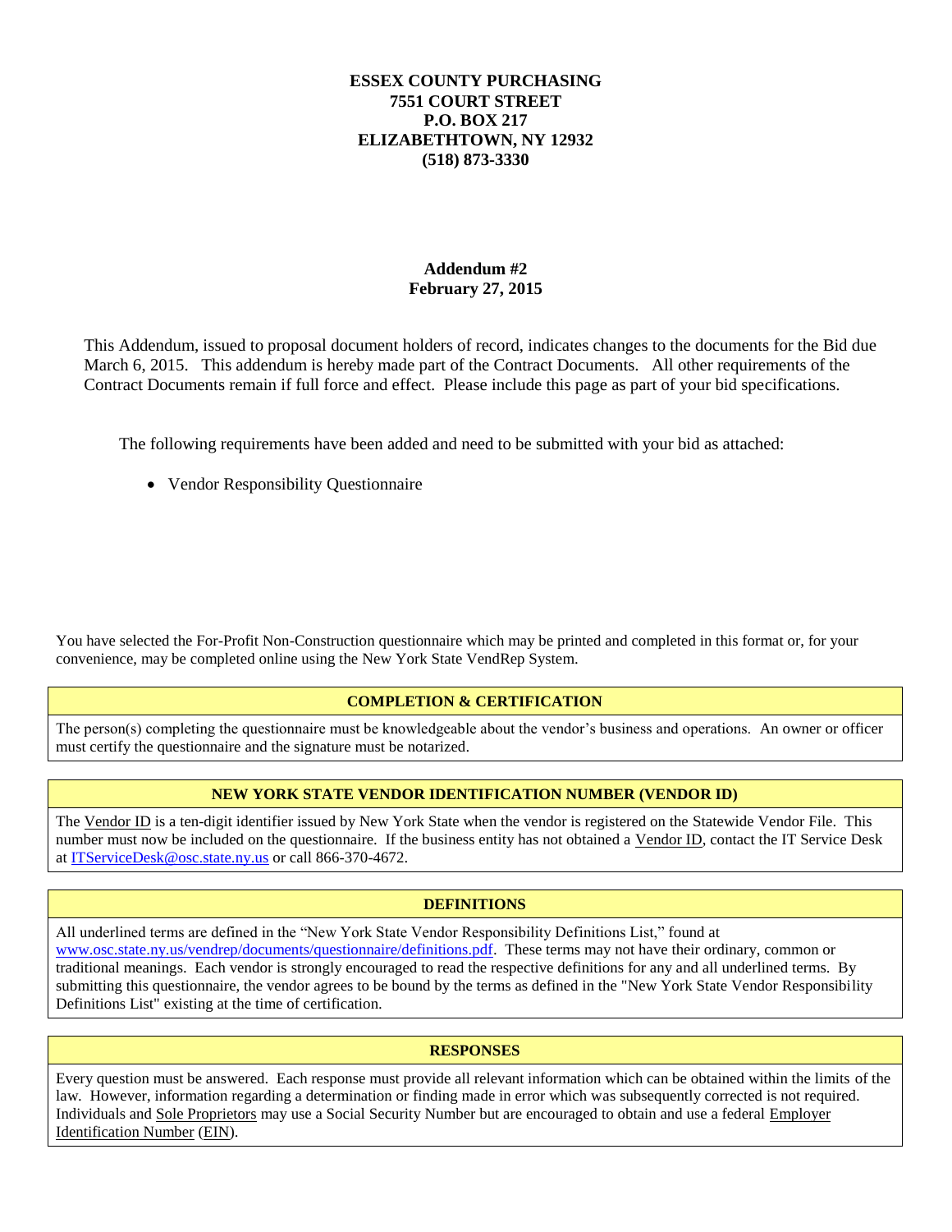**ESSEX COUNTY PURCHASING**
**7551 COURT STREET**
**P.O. BOX 217**
**ELIZABETHTOWN, NY 12932**
**(518) 873-3330**

**Addendum #2**
**February 27, 2015**

This Addendum, issued to proposal document holders of record, indicates changes to the documents for the Bid due March 6, 2015. This addendum is hereby made part of the Contract Documents. All other requirements of the Contract Documents remain if full force and effect. Please include this page as part of your bid specifications.

The following requirements have been added and need to be submitted with your bid as attached:

- Vendor Responsibility Questionnaire

You have selected the For-Profit Non-Construction questionnaire which may be printed and completed in this format or, for your convenience, may be completed online using the New York State VendRep System.

**COMPLETION & CERTIFICATION**

The person(s) completing the questionnaire must be knowledgeable about the vendor's business and operations. An owner or officer must certify the questionnaire and the signature must be notarized.

**NEW YORK STATE VENDOR IDENTIFICATION NUMBER (VENDOR ID)**

The Vendor ID is a ten-digit identifier issued by New York State when the vendor is registered on the Statewide Vendor File. This number must now be included on the questionnaire. If the business entity has not obtained a Vendor ID, contact the IT Service Desk at ITServiceDesk@osc.state.ny.us or call 866-370-4672.

**DEFINITIONS**

All underlined terms are defined in the "New York State Vendor Responsibility Definitions List," found at www.osc.state.ny.us/vendrep/documents/questionnaire/definitions.pdf. These terms may not have their ordinary, common or traditional meanings. Each vendor is strongly encouraged to read the respective definitions for any and all underlined terms. By submitting this questionnaire, the vendor agrees to be bound by the terms as defined in the "New York State Vendor Responsibility Definitions List" existing at the time of certification.

**RESPONSES**

Every question must be answered. Each response must provide all relevant information which can be obtained within the limits of the law. However, information regarding a determination or finding made in error which was subsequently corrected is not required. Individuals and Sole Proprietors may use a Social Security Number but are encouraged to obtain and use a federal Employer Identification Number (EIN).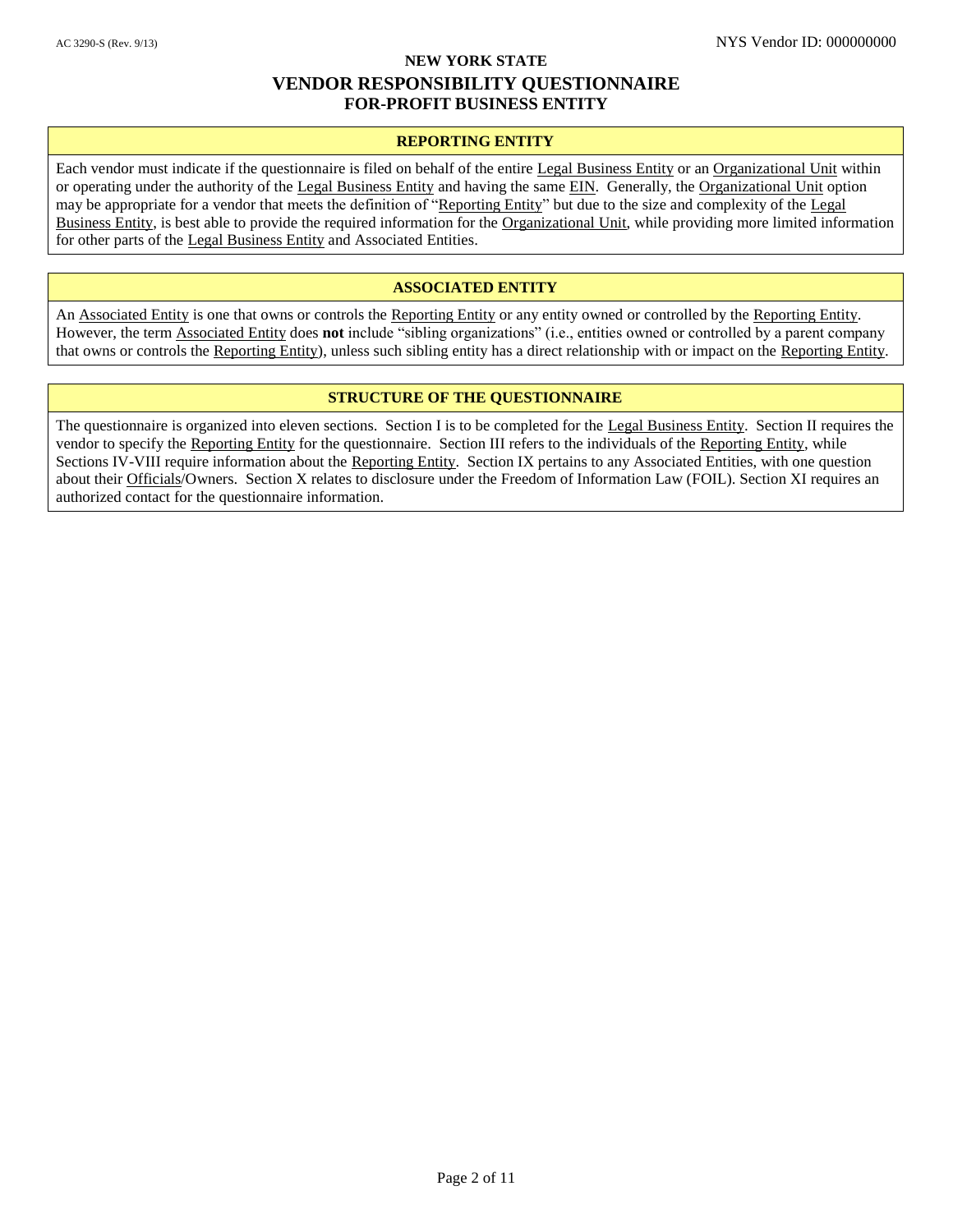# NEW YORK STATE
## VENDOR RESPONSIBILITY QUESTIONNAIRE
### FOR-PROFIT BUSINESS ENTITY

NYS Vendor ID: 000000000

### REPORTING ENTITY

Each vendor must indicate if the questionnaire is filed on behalf of the entire Legal Business Entity or an Organizational Unit within or operating under the authority of the Legal Business Entity and having the same EIN. Generally, the Organizational Unit option may be appropriate for a vendor that meets the definition of "Reporting Entity" but due to the size and complexity of the Legal Business Entity, is best able to provide the required information for the Organizational Unit, while providing more limited information for other parts of the Legal Business Entity and Associated Entities.

### ASSOCIATED ENTITY

An Associated Entity is one that owns or controls the Reporting Entity or any entity owned or controlled by the Reporting Entity. However, the term Associated Entity does **not** include "sibling organizations" (i.e., entities owned or controlled by a parent company that owns or controls the Reporting Entity), unless such sibling entity has a direct relationship with or impact on the Reporting Entity.

### STRUCTURE OF THE QUESTIONNAIRE

The questionnaire is organized into eleven sections. Section I is to be completed for the Legal Business Entity. Section II requires the vendor to specify the Reporting Entity for the questionnaire. Section III refers to the individuals of the Reporting Entity, while Sections IV-VIII require information about the Reporting Entity. Section IX pertains to any Associated Entities, with one question about their Officials/Owners. Section X relates to disclosure under the Freedom of Information Law (FOIL). Section XI requires an authorized contact for the questionnaire information.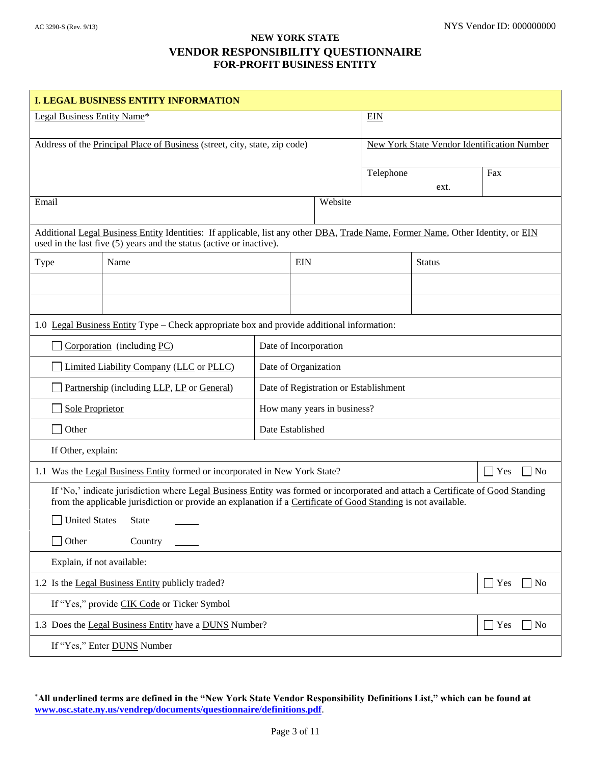AC 3290-S (Rev. 9/13)

NYS Vendor ID: 000000000

## NEW YORK STATE
# VENDOR RESPONSIBILITY QUESTIONNAIRE
## FOR-PROFIT BUSINESS ENTITY

| I. LEGAL BUSINESS ENTITY INFORMATION | | | |
|---|---|---|---|
| Legal Business Entity Name* | | EIN | |
| Address of the Principal Place of Business (street, city, state, zip code) | | New York State Vendor Identification Number | |
| | | Telephone ext. | Fax |
| Email | Website | | |

Additional Legal Business Entity Identities: If applicable, list any other DBA, Trade Name, Former Name, Other Identity, or EIN used in the last five (5) years and the status (active or inactive).

| Type | Name | EIN | Status |
|---|---|---|---|
| | | | |
| | | | |

1.0 Legal Business Entity Type – Check appropriate box and provide additional information:

| | |
|---|---|
| ☐ Corporation (including PC) | Date of Incorporation |
| ☐ Limited Liability Company (LLC or PLLC) | Date of Organization |
| ☐ Partnership (including LLP, LP or General) | Date of Registration or Establishment |
| ☐ Sole Proprietor | How many years in business? |
| ☐ Other | Date Established |

If Other, explain:

| | |
|---|---|
| 1.1 Was the Legal Business Entity formed or incorporated in New York State? | ☐ Yes ☐ No |

If 'No,' indicate jurisdiction where Legal Business Entity was formed or incorporated and attach a Certificate of Good Standing from the applicable jurisdiction or provide an explanation if a Certificate of Good Standing is not available.

☐ United States State _____

☐ Other Country _____

Explain, if not available:

| | |
|---|---|
| 1.2 Is the Legal Business Entity publicly traded? | ☐ Yes ☐ No |

If "Yes," provide CIK Code or Ticker Symbol

| | |
|---|---|
| 1.3 Does the Legal Business Entity have a DUNS Number? | ☐ Yes ☐ No |

If "Yes," Enter DUNS Number

***All underlined terms are defined in the "New York State Vendor Responsibility Definitions List," which can be found at www.osc.state.ny.us/vendrep/documents/questionnaire/definitions.pdf.**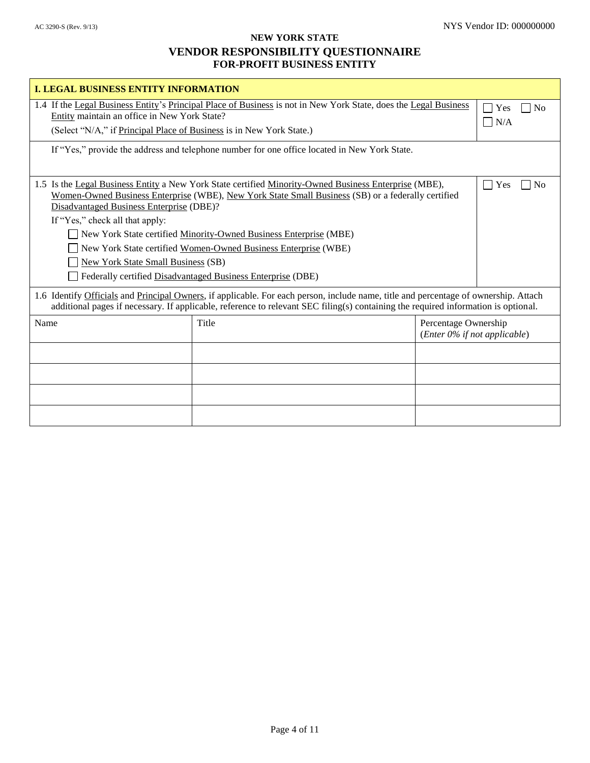AC 3290-S (Rev. 9/13) NYS Vendor ID: 000000000

**NEW YORK STATE**

# VENDOR RESPONSIBILITY QUESTIONNAIRE
## FOR-PROFIT BUSINESS ENTITY

### I. LEGAL BUSINESS ENTITY INFORMATION

1.4 If the Legal Business Entity's Principal Place of Business is not in New York State, does the Legal Business Entity maintain an office in New York State?
(Select "N/A," if Principal Place of Business is in New York State.)

☐ Yes ☐ No ☐ N/A

If "Yes," provide the address and telephone number for one office located in New York State.

1.5 Is the Legal Business Entity a New York State certified Minority-Owned Business Enterprise (MBE), Women-Owned Business Enterprise (WBE), New York State Small Business (SB) or a federally certified Disadvantaged Business Enterprise (DBE)?

☐ Yes ☐ No

If "Yes," check all that apply:

☐ New York State certified Minority-Owned Business Enterprise (MBE)

☐ New York State certified Women-Owned Business Enterprise (WBE)

☐ New York State Small Business (SB)

☐ Federally certified Disadvantaged Business Enterprise (DBE)

1.6 Identify Officials and Principal Owners, if applicable. For each person, include name, title and percentage of ownership. Attach additional pages if necessary. If applicable, reference to relevant SEC filing(s) containing the required information is optional.

| Name | Title | Percentage Ownership (*Enter 0% if not applicable*) |
| --- | --- | --- |
| | | |
| | | |
| | | |
| | | |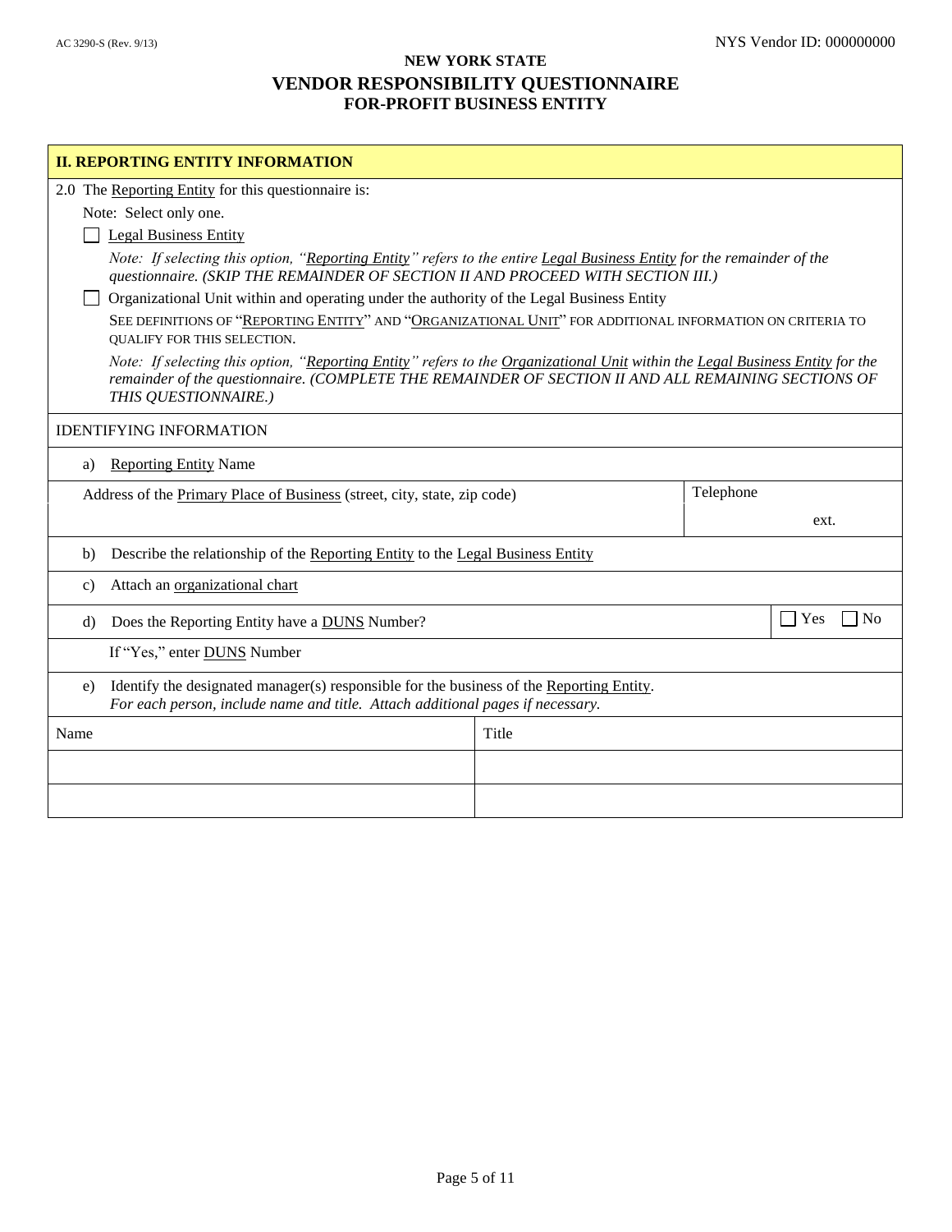AC 3290-S (Rev. 9/13)

NYS Vendor ID: 000000000

## NEW YORK STATE
# VENDOR RESPONSIBILITY QUESTIONNAIRE
## FOR-PROFIT BUSINESS ENTITY

### II. REPORTING ENTITY INFORMATION

2.0 The Reporting Entity for this questionnaire is:

Note: Select only one.

☐ Legal Business Entity

*Note: If selecting this option, "Reporting Entity" refers to the entire Legal Business Entity for the remainder of the questionnaire. (SKIP THE REMAINDER OF SECTION II AND PROCEED WITH SECTION III.)*

☐ Organizational Unit within and operating under the authority of the Legal Business Entity

SEE DEFINITIONS OF "REPORTING ENTITY" AND "ORGANIZATIONAL UNIT" FOR ADDITIONAL INFORMATION ON CRITERIA TO QUALIFY FOR THIS SELECTION.

*Note: If selecting this option, "Reporting Entity" refers to the Organizational Unit within the Legal Business Entity for the remainder of the questionnaire. (COMPLETE THE REMAINDER OF SECTION II AND ALL REMAINING SECTIONS OF THIS QUESTIONNAIRE.)*

IDENTIFYING INFORMATION

a) Reporting Entity Name

| Address of the Primary Place of Business (street, city, state, zip code) | Telephone |
|---|---|
| | ext. |

b) Describe the relationship of the Reporting Entity to the Legal Business Entity

c) Attach an organizational chart

d) Does the Reporting Entity have a DUNS Number? ☐ Yes ☐ No

If "Yes," enter DUNS Number

e) Identify the designated manager(s) responsible for the business of the Reporting Entity.
*For each person, include name and title. Attach additional pages if necessary.*

| Name | Title |
|---|---|
| | |
| | |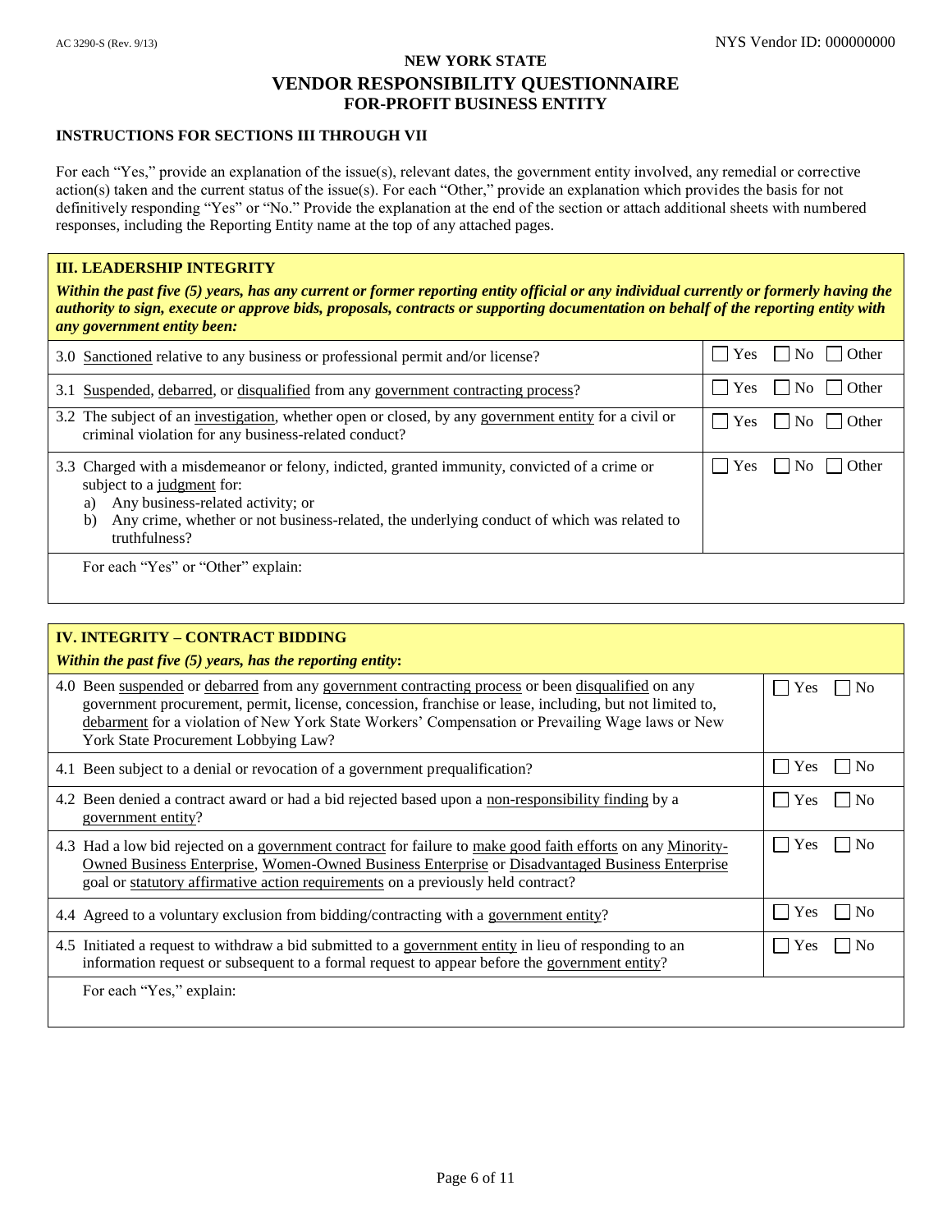AC 3290-S (Rev. 9/13) NYS Vendor ID: 000000000

# NEW YORK STATE
## VENDOR RESPONSIBILITY QUESTIONNAIRE
## FOR-PROFIT BUSINESS ENTITY

**INSTRUCTIONS FOR SECTIONS III THROUGH VII**

For each "Yes," provide an explanation of the issue(s), relevant dates, the government entity involved, any remedial or corrective action(s) taken and the current status of the issue(s). For each "Other," provide an explanation which provides the basis for not definitively responding "Yes" or "No." Provide the explanation at the end of the section or attach additional sheets with numbered responses, including the Reporting Entity name at the top of any attached pages.

| **III. LEADERSHIP INTEGRITY**<br>***Within the past five (5) years, has any current or former reporting entity official or any individual currently or formerly having the authority to sign, execute or approve bids, proposals, contracts or supporting documentation on behalf of the reporting entity with any government entity been:*** | |
|---|---|
| 3.0 Sanctioned relative to any business or professional permit and/or license? | ☐ Yes ☐ No ☐ Other |
| 3.1 Suspended, debarred, or disqualified from any government contracting process? | ☐ Yes ☐ No ☐ Other |
| 3.2 The subject of an investigation, whether open or closed, by any government entity for a civil or criminal violation for any business-related conduct? | ☐ Yes ☐ No ☐ Other |
| 3.3 Charged with a misdemeanor or felony, indicted, granted immunity, convicted of a crime or subject to a judgment for:<br>a) Any business-related activity; or<br>b) Any crime, whether or not business-related, the underlying conduct of which was related to truthfulness? | ☐ Yes ☐ No ☐ Other |
| For each "Yes" or "Other" explain: | |

| **IV. INTEGRITY – CONTRACT BIDDING**<br>***Within the past five (5) years, has the reporting entity:*** | |
|---|---|
| 4.0 Been suspended or debarred from any government contracting process or been disqualified on any government procurement, permit, license, concession, franchise or lease, including, but not limited to, debarment for a violation of New York State Workers' Compensation or Prevailing Wage laws or New York State Procurement Lobbying Law? | ☐ Yes ☐ No |
| 4.1 Been subject to a denial or revocation of a government prequalification? | ☐ Yes ☐ No |
| 4.2 Been denied a contract award or had a bid rejected based upon a non-responsibility finding by a government entity? | ☐ Yes ☐ No |
| 4.3 Had a low bid rejected on a government contract for failure to make good faith efforts on any Minority-Owned Business Enterprise, Women-Owned Business Enterprise or Disadvantaged Business Enterprise goal or statutory affirmative action requirements on a previously held contract? | ☐ Yes ☐ No |
| 4.4 Agreed to a voluntary exclusion from bidding/contracting with a government entity? | ☐ Yes ☐ No |
| 4.5 Initiated a request to withdraw a bid submitted to a government entity in lieu of responding to an information request or subsequent to a formal request to appear before the government entity? | ☐ Yes ☐ No |
| For each "Yes," explain: | |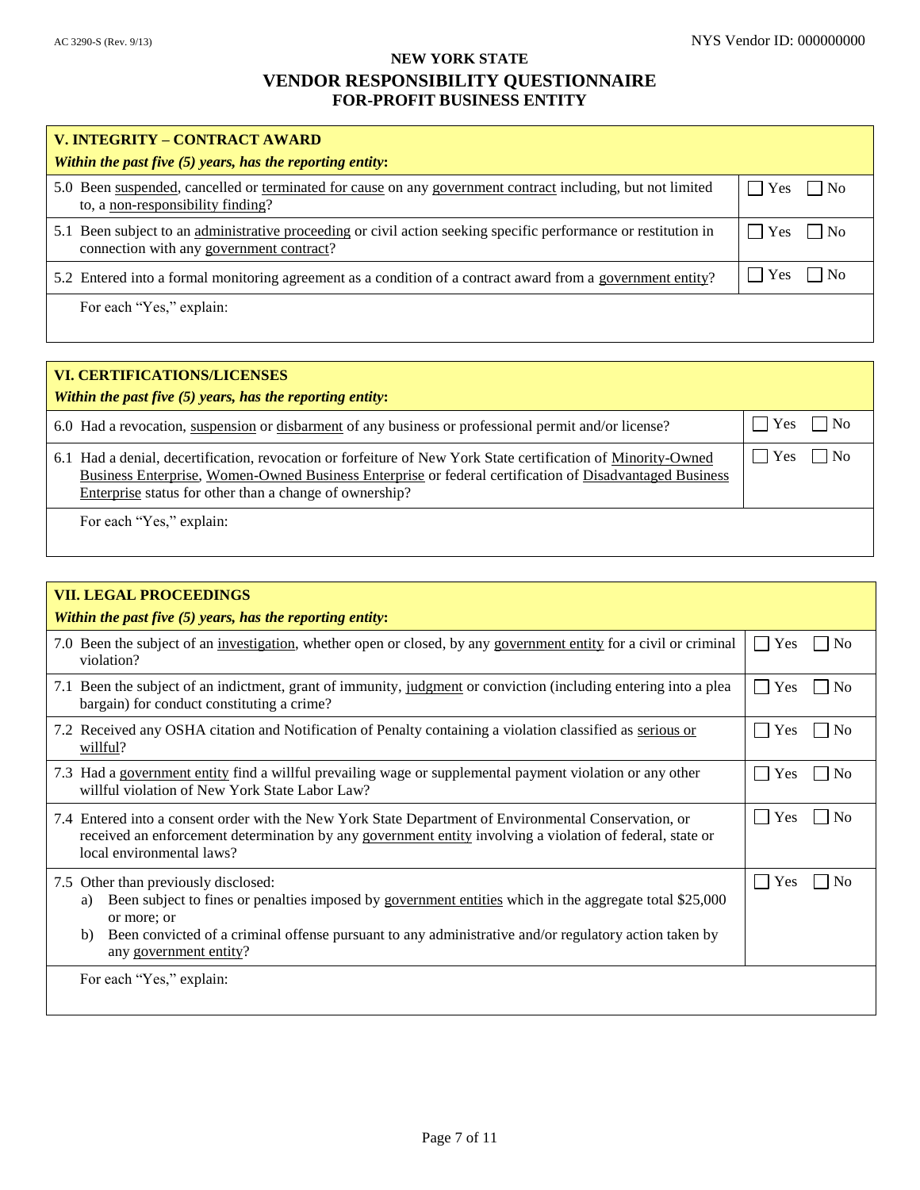AC 3290-S (Rev. 9/13)

NYS Vendor ID: 000000000

# NEW YORK STATE
## VENDOR RESPONSIBILITY QUESTIONNAIRE
### FOR-PROFIT BUSINESS ENTITY

| V. INTEGRITY – CONTRACT AWARD<br>*Within the past five (5) years, has the reporting entity:* | |
|---|---|
| 5.0 Been suspended, cancelled or terminated for cause on any government contract including, but not limited to, a non-responsibility finding? | ☐ Yes ☐ No |
| 5.1 Been subject to an administrative proceeding or civil action seeking specific performance or restitution in connection with any government contract? | ☐ Yes ☐ No |
| 5.2 Entered into a formal monitoring agreement as a condition of a contract award from a government entity? | ☐ Yes ☐ No |
| For each "Yes," explain: | |

| VI. CERTIFICATIONS/LICENSES<br>*Within the past five (5) years, has the reporting entity:* | |
|---|---|
| 6.0 Had a revocation, suspension or disbarment of any business or professional permit and/or license? | ☐ Yes ☐ No |
| 6.1 Had a denial, decertification, revocation or forfeiture of New York State certification of Minority-Owned Business Enterprise, Women-Owned Business Enterprise or federal certification of Disadvantaged Business Enterprise status for other than a change of ownership? | ☐ Yes ☐ No |
| For each "Yes," explain: | |

| VII. LEGAL PROCEEDINGS<br>*Within the past five (5) years, has the reporting entity:* | |
|---|---|
| 7.0 Been the subject of an investigation, whether open or closed, by any government entity for a civil or criminal violation? | ☐ Yes ☐ No |
| 7.1 Been the subject of an indictment, grant of immunity, judgment or conviction (including entering into a plea bargain) for conduct constituting a crime? | ☐ Yes ☐ No |
| 7.2 Received any OSHA citation and Notification of Penalty containing a violation classified as serious or willful? | ☐ Yes ☐ No |
| 7.3 Had a government entity find a willful prevailing wage or supplemental payment violation or any other willful violation of New York State Labor Law? | ☐ Yes ☐ No |
| 7.4 Entered into a consent order with the New York State Department of Environmental Conservation, or received an enforcement determination by any government entity involving a violation of federal, state or local environmental laws? | ☐ Yes ☐ No |
| 7.5 Other than previously disclosed:<br>a) Been subject to fines or penalties imposed by government entities which in the aggregate total $25,000 or more; or<br>b) Been convicted of a criminal offense pursuant to any administrative and/or regulatory action taken by any government entity? | ☐ Yes ☐ No |
| For each "Yes," explain: | |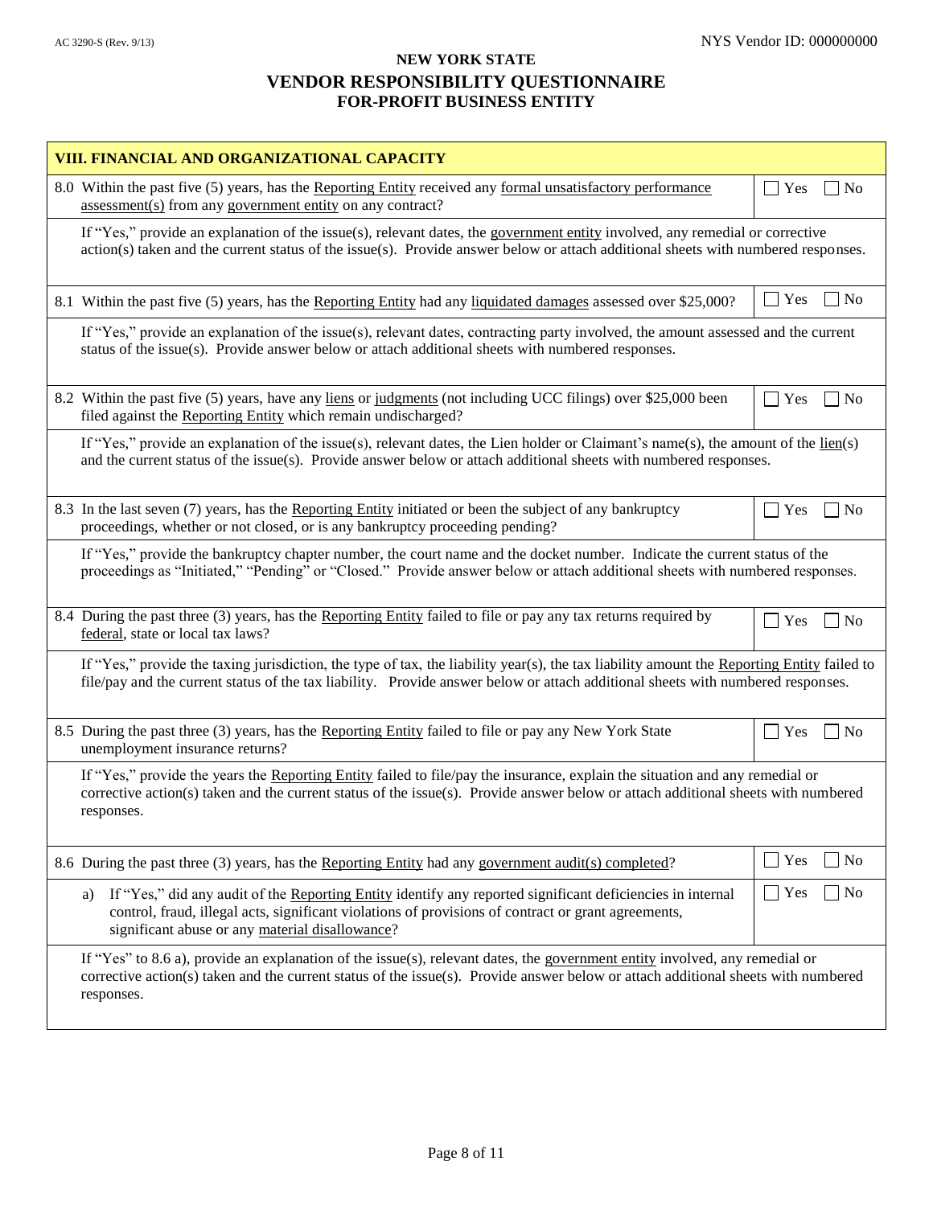AC 3290-S (Rev. 9/13)

NYS Vendor ID: 000000000

**NEW YORK STATE**

# VENDOR RESPONSIBILITY QUESTIONNAIRE

**FOR-PROFIT BUSINESS ENTITY**

## VIII. FINANCIAL AND ORGANIZATIONAL CAPACITY

| Question | Response |
| --- | --- |
| 8.0 Within the past five (5) years, has the Reporting Entity received any formal unsatisfactory performance assessment(s) from any government entity on any contract? | ☐ Yes ☐ No |
| If "Yes," provide an explanation of the issue(s), relevant dates, the government entity involved, any remedial or corrective action(s) taken and the current status of the issue(s). Provide answer below or attach additional sheets with numbered responses. | |
| 8.1 Within the past five (5) years, has the Reporting Entity had any liquidated damages assessed over $25,000? | ☐ Yes ☐ No |
| If "Yes," provide an explanation of the issue(s), relevant dates, contracting party involved, the amount assessed and the current status of the issue(s). Provide answer below or attach additional sheets with numbered responses. | |
| 8.2 Within the past five (5) years, have any liens or judgments (not including UCC filings) over $25,000 been filed against the Reporting Entity which remain undischarged? | ☐ Yes ☐ No |
| If "Yes," provide an explanation of the issue(s), relevant dates, the Lien holder or Claimant's name(s), the amount of the lien(s) and the current status of the issue(s). Provide answer below or attach additional sheets with numbered responses. | |
| 8.3 In the last seven (7) years, has the Reporting Entity initiated or been the subject of any bankruptcy proceedings, whether or not closed, or is any bankruptcy proceeding pending? | ☐ Yes ☐ No |
| If "Yes," provide the bankruptcy chapter number, the court name and the docket number. Indicate the current status of the proceedings as "Initiated," "Pending" or "Closed." Provide answer below or attach additional sheets with numbered responses. | |
| 8.4 During the past three (3) years, has the Reporting Entity failed to file or pay any tax returns required by federal, state or local tax laws? | ☐ Yes ☐ No |
| If "Yes," provide the taxing jurisdiction, the type of tax, the liability year(s), the tax liability amount the Reporting Entity failed to file/pay and the current status of the tax liability. Provide answer below or attach additional sheets with numbered responses. | |
| 8.5 During the past three (3) years, has the Reporting Entity failed to file or pay any New York State unemployment insurance returns? | ☐ Yes ☐ No |
| If "Yes," provide the years the Reporting Entity failed to file/pay the insurance, explain the situation and any remedial or corrective action(s) taken and the current status of the issue(s). Provide answer below or attach additional sheets with numbered responses. | |
| 8.6 During the past three (3) years, has the Reporting Entity had any government audit(s) completed? | ☐ Yes ☐ No |
| a) If "Yes," did any audit of the Reporting Entity identify any reported significant deficiencies in internal control, fraud, illegal acts, significant violations of provisions of contract or grant agreements, significant abuse or any material disallowance? | ☐ Yes ☐ No |
| If "Yes" to 8.6 a), provide an explanation of the issue(s), relevant dates, the government entity involved, any remedial or corrective action(s) taken and the current status of the issue(s). Provide answer below or attach additional sheets with numbered responses. | |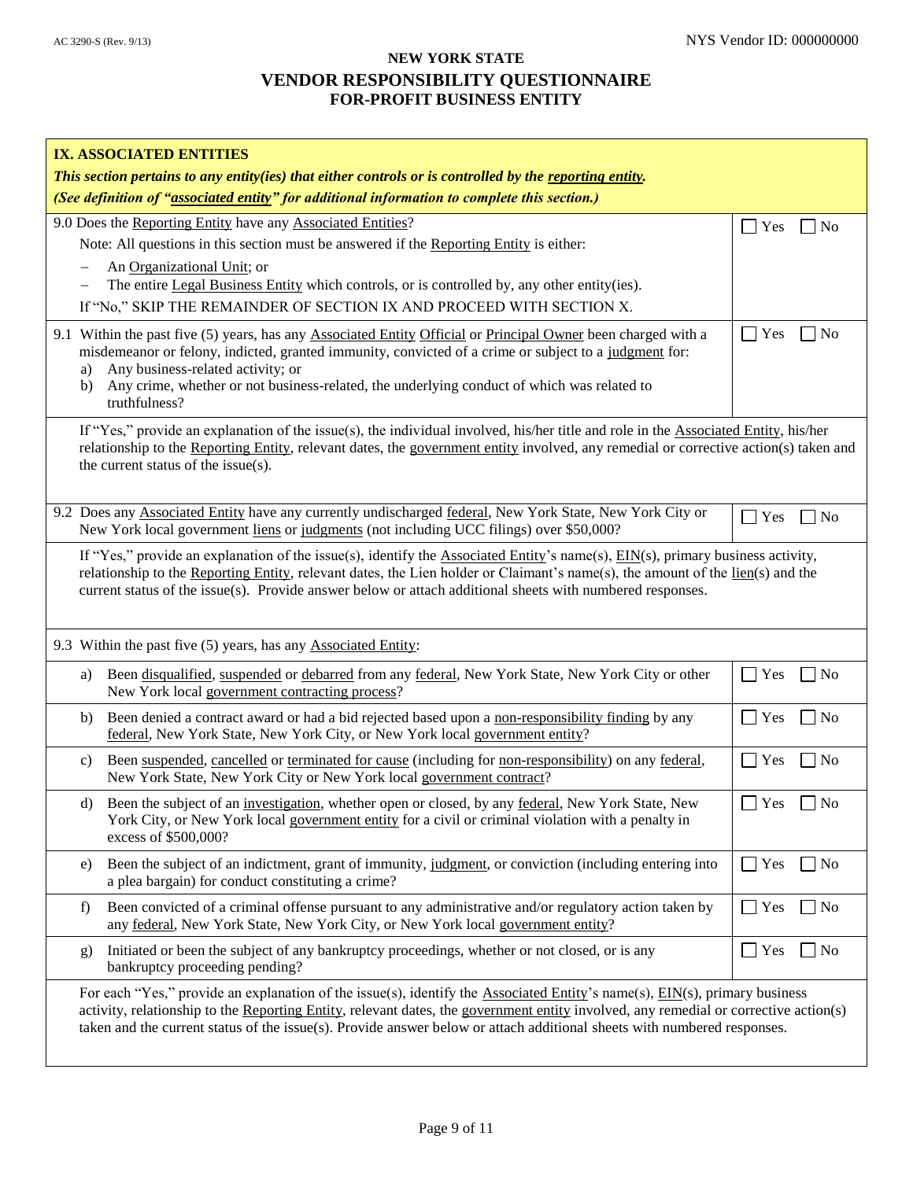AC 3290-S (Rev. 9/13) NYS Vendor ID: 000000000

# NEW YORK STATE
## VENDOR RESPONSIBILITY QUESTIONNAIRE
### FOR-PROFIT BUSINESS ENTITY

## IX. ASSOCIATED ENTITIES

***This section pertains to any entity(ies) that either controls or is controlled by the reporting entity.***

***(See definition of "associated entity" for additional information to complete this section.)***

| Question | Answer |
|---|---|
| 9.0 Does the Reporting Entity have any Associated Entities?<br>Note: All questions in this section must be answered if the Reporting Entity is either:<br>– An Organizational Unit; or<br>– The entire Legal Business Entity which controls, or is controlled by, any other entity(ies).<br>If "No," SKIP THE REMAINDER OF SECTION IX AND PROCEED WITH SECTION X. | ☐ Yes ☐ No |
| 9.1 Within the past five (5) years, has any Associated Entity Official or Principal Owner been charged with a misdemeanor or felony, indicted, granted immunity, convicted of a crime or subject to a judgment for:<br>a) Any business-related activity; or<br>b) Any crime, whether or not business-related, the underlying conduct of which was related to truthfulness? | ☐ Yes ☐ No |

If "Yes," provide an explanation of the issue(s), the individual involved, his/her title and role in the Associated Entity, his/her relationship to the Reporting Entity, relevant dates, the government entity involved, any remedial or corrective action(s) taken and the current status of the issue(s).

| Question | Answer |
|---|---|
| 9.2 Does any Associated Entity have any currently undischarged federal, New York State, New York City or New York local government liens or judgments (not including UCC filings) over $50,000? | ☐ Yes ☐ No |

If "Yes," provide an explanation of the issue(s), identify the Associated Entity's name(s), EIN(s), primary business activity, relationship to the Reporting Entity, relevant dates, the Lien holder or Claimant's name(s), the amount of the lien(s) and the current status of the issue(s). Provide answer below or attach additional sheets with numbered responses.

9.3 Within the past five (5) years, has any Associated Entity:

| Question | Answer |
|---|---|
| a) Been disqualified, suspended or debarred from any federal, New York State, New York City or other New York local government contracting process? | ☐ Yes ☐ No |
| b) Been denied a contract award or had a bid rejected based upon a non-responsibility finding by any federal, New York State, New York City, or New York local government entity? | ☐ Yes ☐ No |
| c) Been suspended, cancelled or terminated for cause (including for non-responsibility) on any federal, New York State, New York City or New York local government contract? | ☐ Yes ☐ No |
| d) Been the subject of an investigation, whether open or closed, by any federal, New York State, New York City, or New York local government entity for a civil or criminal violation with a penalty in excess of $500,000? | ☐ Yes ☐ No |
| e) Been the subject of an indictment, grant of immunity, judgment, or conviction (including entering into a plea bargain) for conduct constituting a crime? | ☐ Yes ☐ No |
| f) Been convicted of a criminal offense pursuant to any administrative and/or regulatory action taken by any federal, New York State, New York City, or New York local government entity? | ☐ Yes ☐ No |
| g) Initiated or been the subject of any bankruptcy proceedings, whether or not closed, or is any bankruptcy proceeding pending? | ☐ Yes ☐ No |

For each "Yes," provide an explanation of the issue(s), identify the Associated Entity's name(s), EIN(s), primary business activity, relationship to the Reporting Entity, relevant dates, the government entity involved, any remedial or corrective action(s) taken and the current status of the issue(s). Provide answer below or attach additional sheets with numbered responses.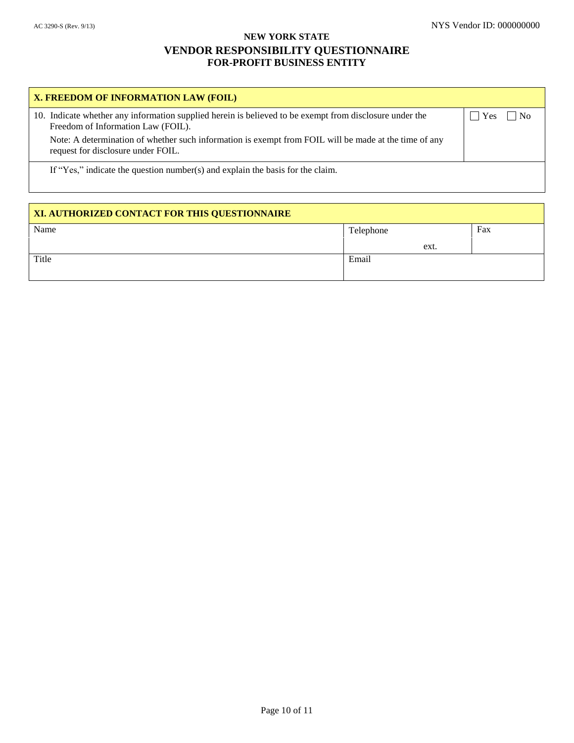AC 3290-S (Rev. 9/13)

NYS Vendor ID: 000000000

# NEW YORK STATE
# VENDOR RESPONSIBILITY QUESTIONNAIRE
## FOR-PROFIT BUSINESS ENTITY

| X. FREEDOM OF INFORMATION LAW (FOIL) | |
|---|---|
| 10. Indicate whether any information supplied herein is believed to be exempt from disclosure under the Freedom of Information Law (FOIL).<br>Note: A determination of whether such information is exempt from FOIL will be made at the time of any request for disclosure under FOIL. | ☐ Yes ☐ No |
| If "Yes," indicate the question number(s) and explain the basis for the claim. | |

| XI. AUTHORIZED CONTACT FOR THIS QUESTIONNAIRE | | |
|---|---|---|
| Name | Telephone<br>ext. | Fax |
| Title | Email | |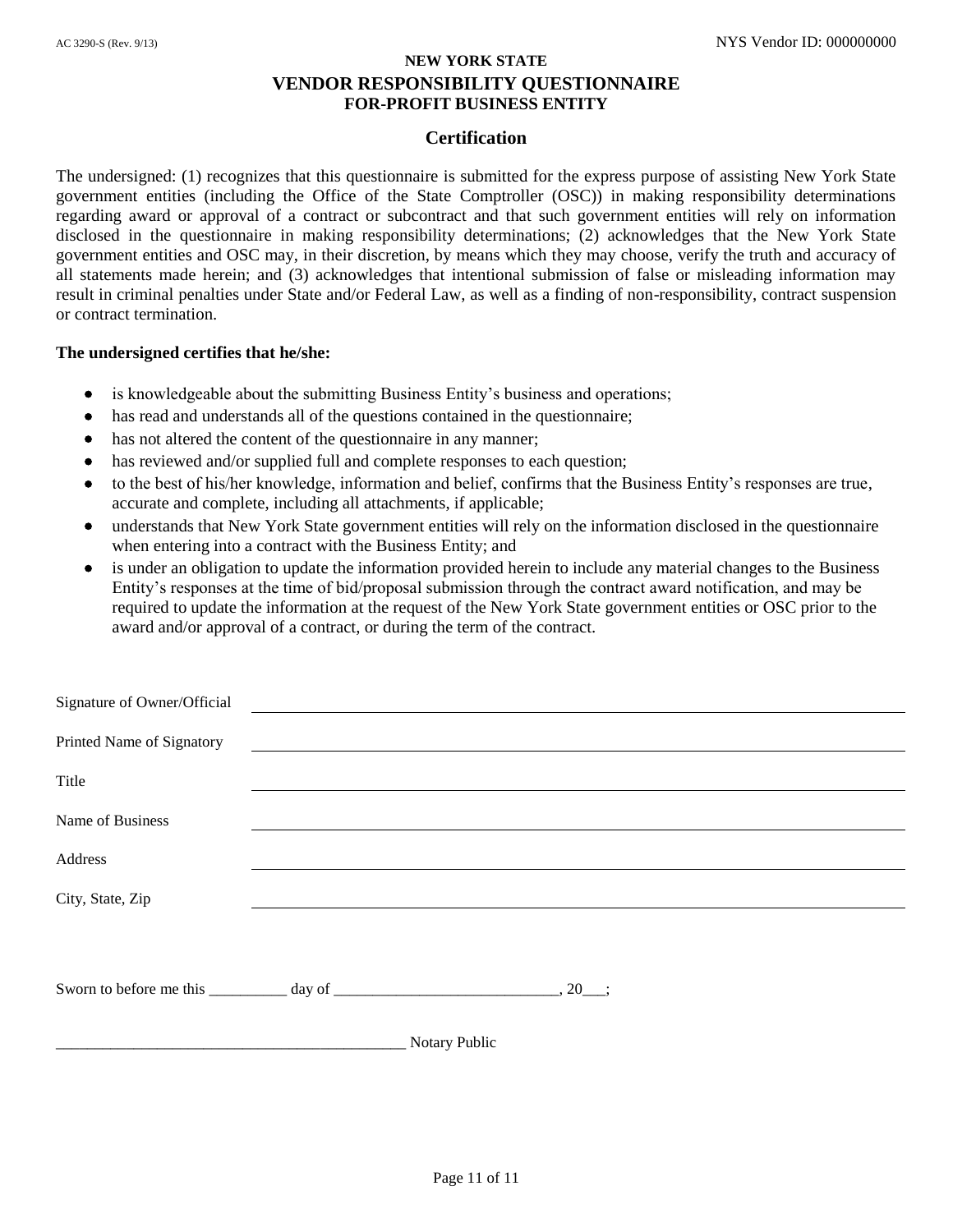AC 3290-S (Rev. 9/13) NYS Vendor ID: 000000000

**NEW YORK STATE**

# VENDOR RESPONSIBILITY QUESTIONNAIRE

**FOR-PROFIT BUSINESS ENTITY**

## Certification

The undersigned: (1) recognizes that this questionnaire is submitted for the express purpose of assisting New York State government entities (including the Office of the State Comptroller (OSC)) in making responsibility determinations regarding award or approval of a contract or subcontract and that such government entities will rely on information disclosed in the questionnaire in making responsibility determinations; (2) acknowledges that the New York State government entities and OSC may, in their discretion, by means which they may choose, verify the truth and accuracy of all statements made herein; and (3) acknowledges that intentional submission of false or misleading information may result in criminal penalties under State and/or Federal Law, as well as a finding of non-responsibility, contract suspension or contract termination.

**The undersigned certifies that he/she:**

- is knowledgeable about the submitting Business Entity's business and operations;
- has read and understands all of the questions contained in the questionnaire;
- has not altered the content of the questionnaire in any manner;
- has reviewed and/or supplied full and complete responses to each question;
- to the best of his/her knowledge, information and belief, confirms that the Business Entity's responses are true, accurate and complete, including all attachments, if applicable;
- understands that New York State government entities will rely on the information disclosed in the questionnaire when entering into a contract with the Business Entity; and
- is under an obligation to update the information provided herein to include any material changes to the Business Entity's responses at the time of bid/proposal submission through the contract award notification, and may be required to update the information at the request of the New York State government entities or OSC prior to the award and/or approval of a contract, or during the term of the contract.

Signature of Owner/Official ______________________________

Printed Name of Signatory ______________________________

Title ______________________________

Name of Business ______________________________

Address ______________________________

City, State, Zip ______________________________

Sworn to before me this __________ day of _____________________________, 20___;

_______________________________________________ Notary Public